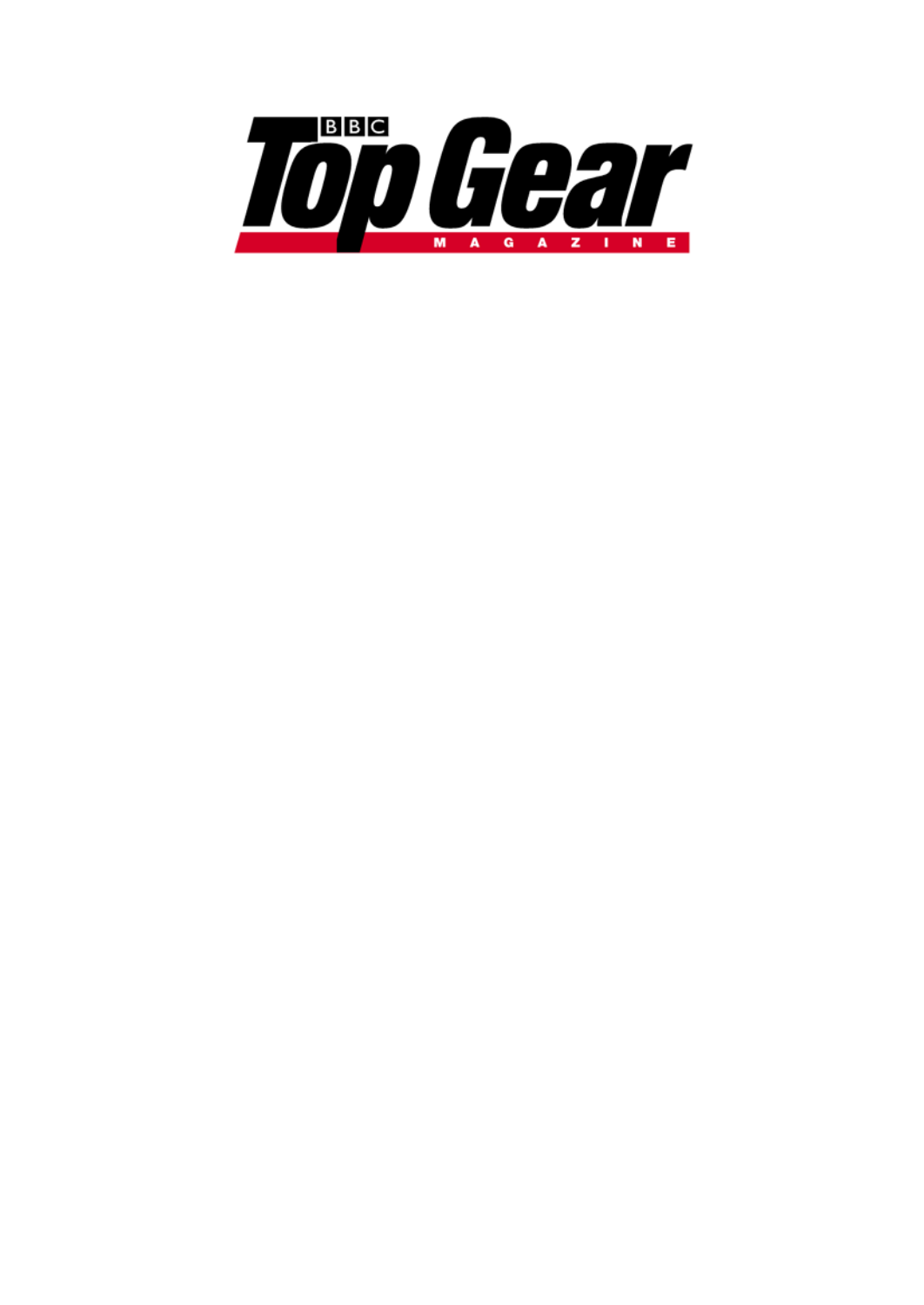BBC

# Top Gear

MAGAZINE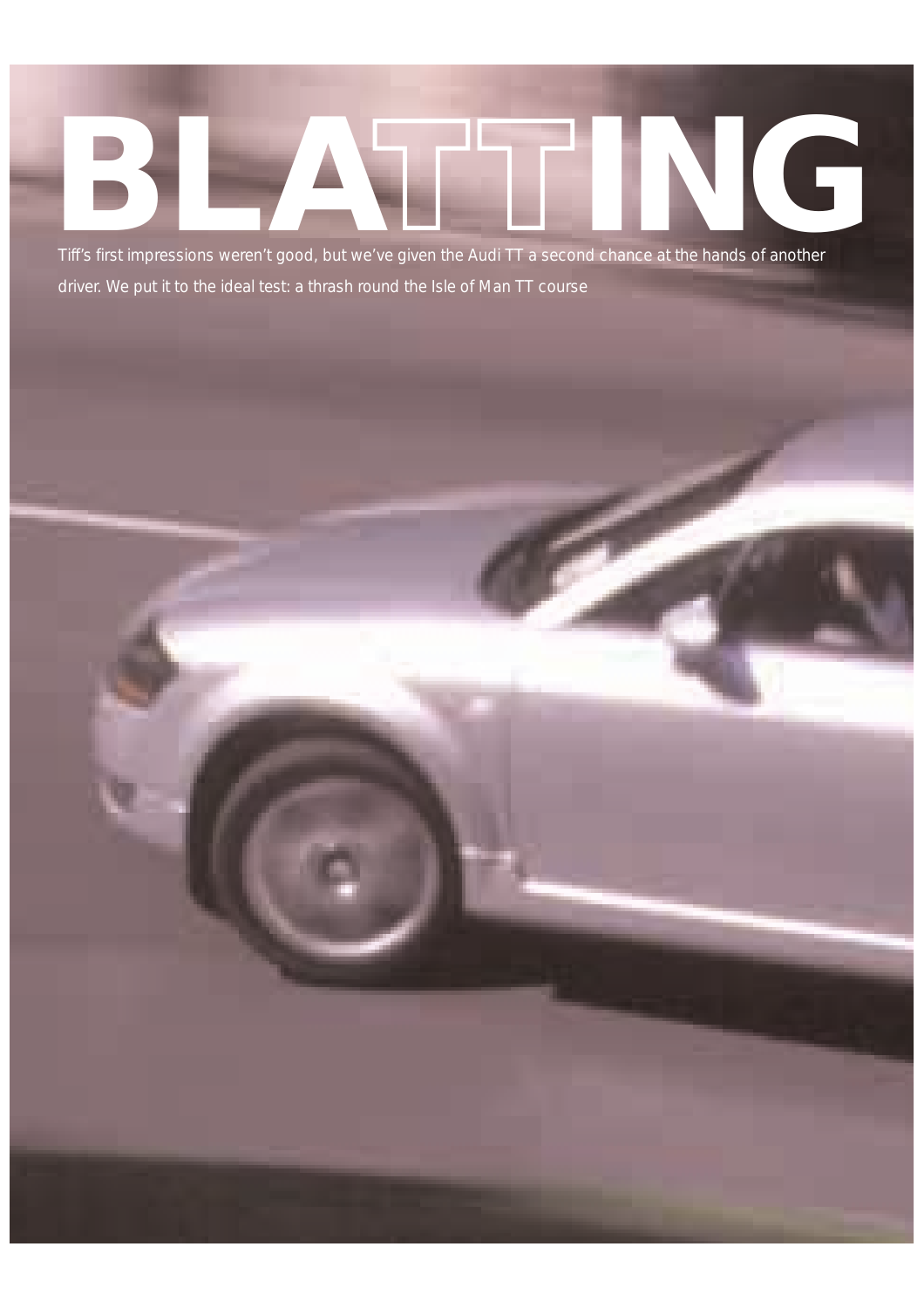# BLATTING

Tiff's first impressions weren't good, but we've given the Audi TT a second chance at the hands of another driver. We put it to the ideal test: a thrash round the Isle of Man TT course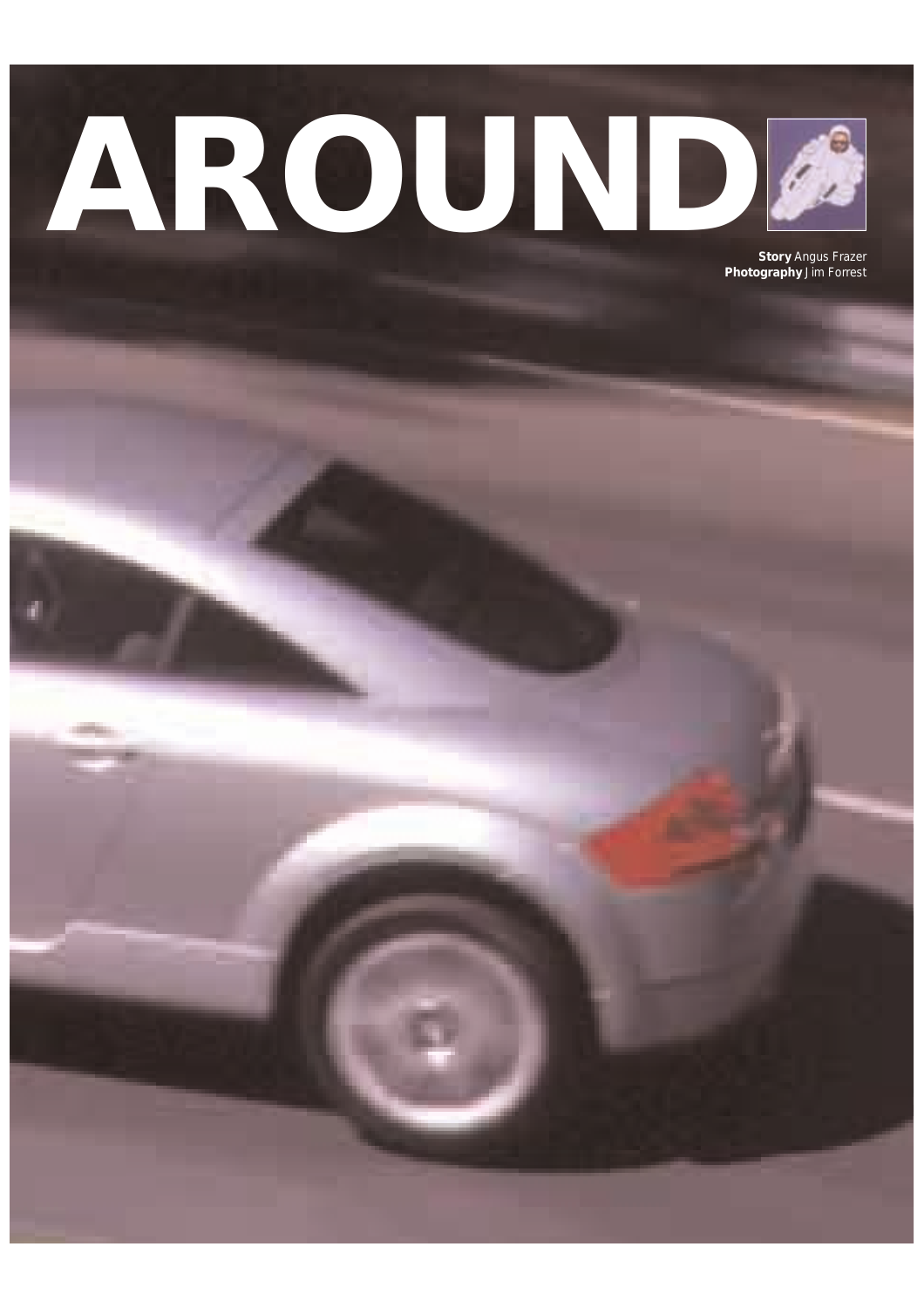# AROUND

**Story** Angus Frazer
**Photography** Jim Forrest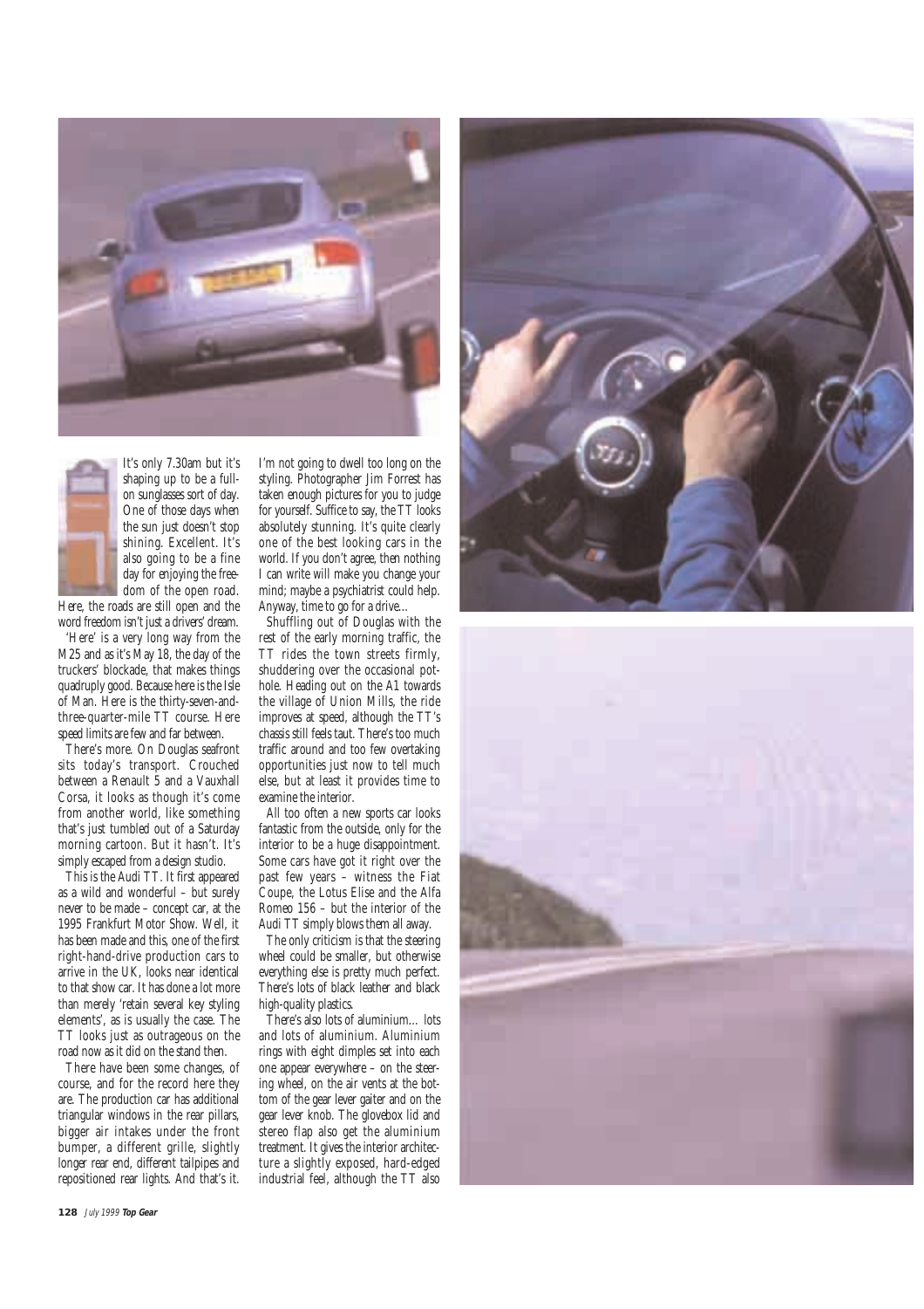It's only 7.30am but it's shaping up to be a full-on sunglasses sort of day. One of those days when the sun just doesn't stop shining. Excellent. It's also going to be a fine day for enjoying the freedom of the open road. Here, the roads are still open and the word freedom isn't just a drivers' dream.

'Here' is a very long way from the M25 and as it's May 18, the day of the truckers' blockade, that makes things quadruply good. Because here is the Isle of Man. Here is the thirty-seven-and-three-quarter-mile TT course. Here speed limits are few and far between.

There's more. On Douglas seafront sits today's transport. Crouched between a Renault 5 and a Vauxhall Corsa, it looks as though it's come from another world, like something that's just tumbled out of a Saturday morning cartoon. But it hasn't. It's simply escaped from a design studio.

This is the Audi TT. It first appeared as a wild and wonderful – but surely never to be made – concept car, at the 1995 Frankfurt Motor Show. Well, it has been made and this, one of the first right-hand-drive production cars to arrive in the UK, looks near identical to that show car. It has done a lot more than merely 'retain several key styling elements', as is usually the case. The TT looks just as outrageous on the road now as it did on the stand then.

There have been some changes, of course, and for the record here they are. The production car has additional triangular windows in the rear pillars, bigger air intakes under the front bumper, a different grille, slightly longer rear end, different tailpipes and repositioned rear lights. And that's it.

I'm not going to dwell too long on the styling. Photographer Jim Forrest has taken enough pictures for you to judge for yourself. Suffice to say, the TT looks absolutely stunning. It's quite clearly one of the best looking cars in the world. If you don't agree, then nothing I can write will make you change your mind; maybe a psychiatrist could help. Anyway, time to go for a drive...

Shuffling out of Douglas with the rest of the early morning traffic, the TT rides the town streets firmly, shuddering over the occasional pothole. Heading out on the A1 towards the village of Union Mills, the ride improves at speed, although the TT's chassis still feels taut. There's too much traffic around and too few overtaking opportunities just now to tell much else, but at least it provides time to examine the interior.

All too often a new sports car looks fantastic from the outside, only for the interior to be a huge disappointment. Some cars have got it right over the past few years – witness the Fiat Coupe, the Lotus Elise and the Alfa Romeo 156 – but the interior of the Audi TT simply blows them all away.

The only criticism is that the steering wheel could be smaller, but otherwise everything else is pretty much perfect. There's lots of black leather and black high-quality plastics.

There's also lots of aluminium... lots and lots of aluminium. Aluminium rings with eight dimples set into each one appear everywhere – on the steering wheel, on the air vents at the bottom of the gear lever gaiter and on the gear lever knob. The glovebox lid and stereo flap also get the aluminium treatment. It gives the interior architecture a slightly exposed, hard-edged industrial feel, although the TT also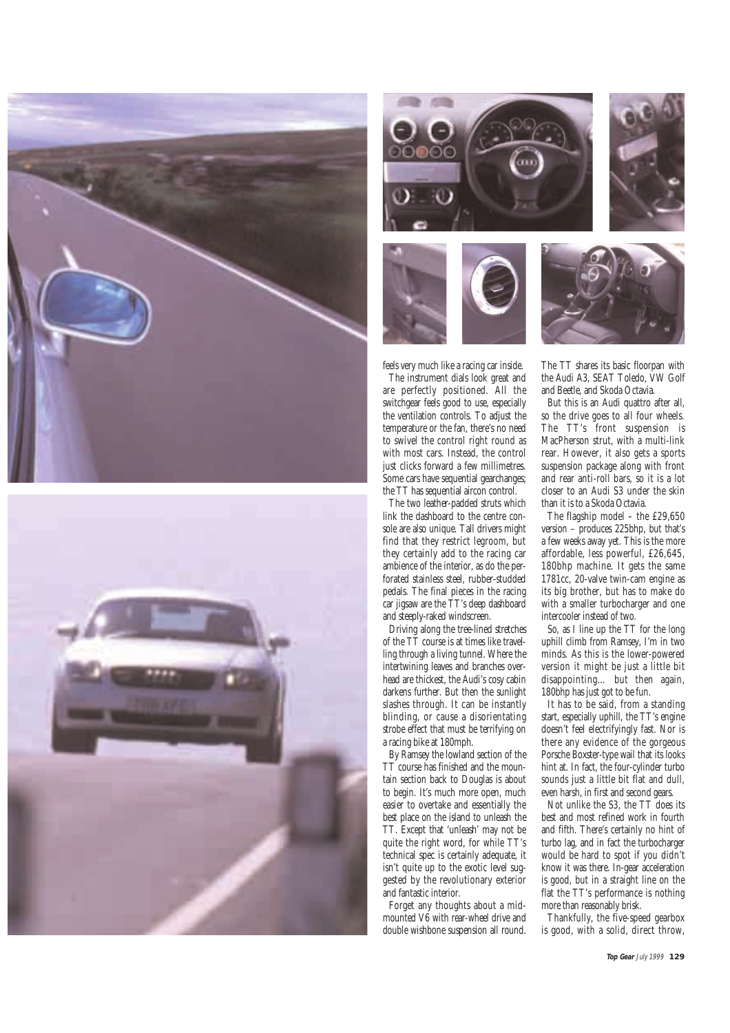feels very much like a racing car inside.

The instrument dials look great and are perfectly positioned. All the switchgear feels good to use, especially the ventilation controls. To adjust the temperature or the fan, there's no need to swivel the control right round as with most cars. Instead, the control just clicks forward a few millimetres. Some cars have sequential gearchanges; the TT has sequential aircon control.

The two leather-padded struts which link the dashboard to the centre console are also unique. Tall drivers might find that they restrict legroom, but they certainly add to the racing car ambience of the interior, as do the perforated stainless steel, rubber-studded pedals. The final pieces in the racing car jigsaw are the TT's deep dashboard and steeply-raked windscreen.

Driving along the tree-lined stretches of the TT course is at times like travelling through a living tunnel. Where the intertwining leaves and branches overhead are thickest, the Audi's cosy cabin darkens further. But then the sunlight slashes through. It can be instantly blinding, or cause a disorientating strobe effect that must be terrifying on a racing bike at 180mph.

By Ramsey the lowland section of the TT course has finished and the mountain section back to Douglas is about to begin. It's much more open, much easier to overtake and essentially the best place on the island to unleash the TT. Except that 'unleash' may not be quite the right word, for while TT's technical spec is certainly adequate, it isn't quite up to the exotic level suggested by the revolutionary exterior and fantastic interior.

Forget any thoughts about a mid-mounted V6 with rear-wheel drive and double wishbone suspension all round. The TT shares its basic floorpan with the Audi A3, SEAT Toledo, VW Golf and Beetle, and Skoda Octavia.

But this is an Audi quattro after all, so the drive goes to all four wheels. The TT's front suspension is MacPherson strut, with a multi-link rear. However, it also gets a sports suspension package along with front and rear anti-roll bars, so it is a lot closer to an Audi S3 under the skin than it is to a Skoda Octavia.

The flagship model – the £29,650 version – produces 225bhp, but that's a few weeks away yet. This is the more affordable, less powerful, £26,645, 180bhp machine. It gets the same 1781cc, 20-valve twin-cam engine as its big brother, but has to make do with a smaller turbocharger and one intercooler instead of two.

So, as I line up the TT for the long uphill climb from Ramsey, I'm in two minds. As this is the lower-powered version it might be just a little bit disappointing... but then again, 180bhp has just got to be fun.

It has to be said, from a standing start, especially uphill, the TT's engine doesn't feel electrifyingly fast. Nor is there any evidence of the gorgeous Porsche Boxster-type wail that its looks hint at. In fact, the four-cylinder turbo sounds just a little bit flat and dull, even harsh, in first and second gears.

Not unlike the S3, the TT does its best and most refined work in fourth and fifth. There's certainly no hint of turbo lag, and in fact the turbocharger would be hard to spot if you didn't know it was there. In-gear acceleration is good, but in a straight line on the flat the TT's performance is nothing more than reasonably brisk.

Thankfully, the five-speed gearbox is good, with a solid, direct throw,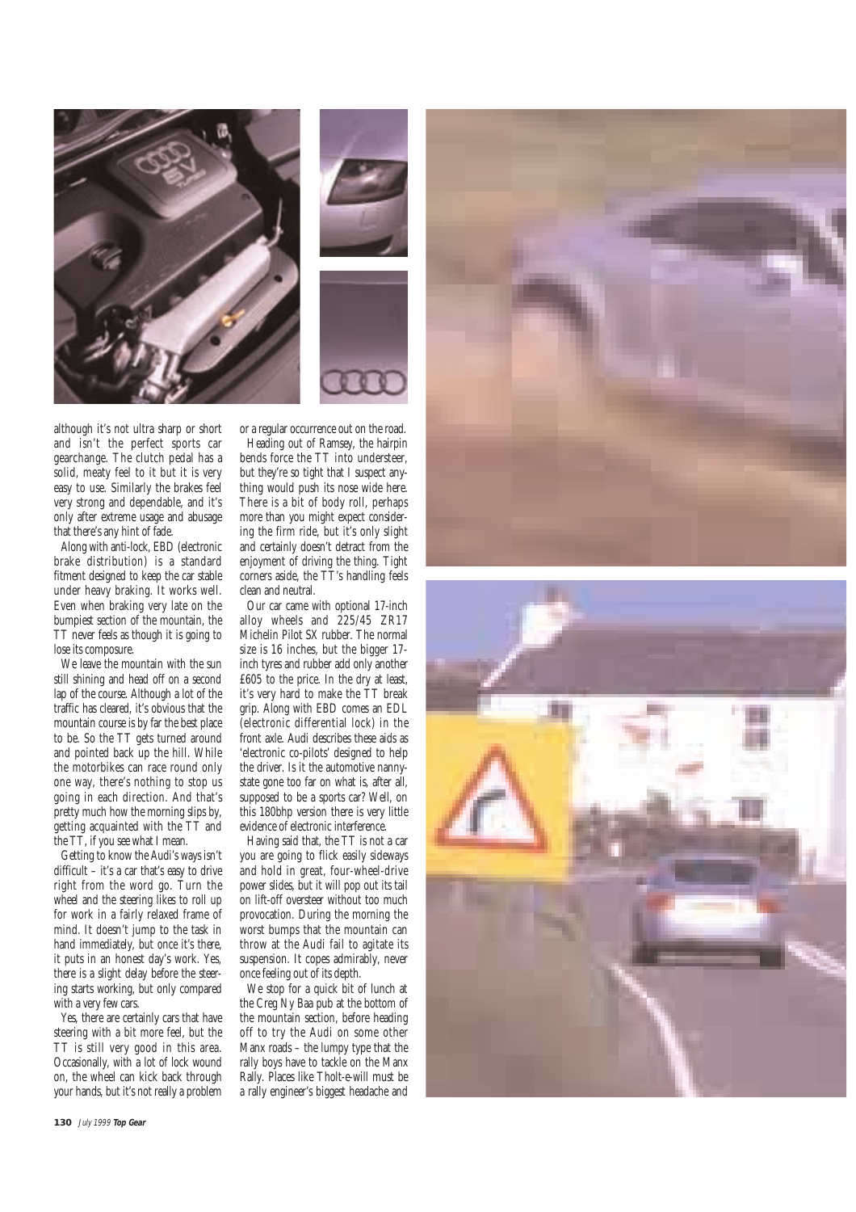although it's not ultra sharp or short and isn't the perfect sports car gearchange. The clutch pedal has a solid, meaty feel to it but it is very easy to use. Similarly the brakes feel very strong and dependable, and it's only after extreme usage and abusage that there's any hint of fade.

Along with anti-lock, EBD (electronic brake distribution) is a standard fitment designed to keep the car stable under heavy braking. It works well. Even when braking very late on the bumpiest section of the mountain, the TT never feels as though it is going to lose its composure.

We leave the mountain with the sun still shining and head off on a second lap of the course. Although a lot of the traffic has cleared, it's obvious that the mountain course is by far the best place to be. So the TT gets turned around and pointed back up the hill. While the motorbikes can race round only one way, there's nothing to stop us going in each direction. And that's pretty much how the morning slips by, getting acquainted with the TT and the TT, if you see what I mean.

Getting to know the Audi's ways isn't difficult – it's a car that's easy to drive right from the word go. Turn the wheel and the steering likes to roll up for work in a fairly relaxed frame of mind. It doesn't jump to the task in hand immediately, but once it's there, it puts in an honest day's work. Yes, there is a slight delay before the steering starts working, but only compared with a very few cars.

Yes, there are certainly cars that have steering with a bit more feel, but the TT is still very good in this area. Occasionally, with a lot of lock wound on, the wheel can kick back through your hands, but it's not really a problem or a regular occurrence out on the road.

Heading out of Ramsey, the hairpin bends force the TT into understeer, but they're so tight that I suspect anything would push its nose wide here. There is a bit of body roll, perhaps more than you might expect considering the firm ride, but it's only slight and certainly doesn't detract from the enjoyment of driving the thing. Tight corners aside, the TT's handling feels clean and neutral.

Our car came with optional 17-inch alloy wheels and 225/45 ZR17 Michelin Pilot SX rubber. The normal size is 16 inches, but the bigger 17-inch tyres and rubber add only another £605 to the price. In the dry at least, it's very hard to make the TT break grip. Along with EBD comes an EDL (electronic differential lock) in the front axle. Audi describes these aids as 'electronic co-pilots' designed to help the driver. Is it the automotive nanny-state gone too far on what is, after all, supposed to be a sports car? Well, on this 180bhp version there is very little evidence of electronic interference.

Having said that, the TT is not a car you are going to flick easily sideways and hold in great, four-wheel-drive power slides, but it will pop out its tail on lift-off oversteer without too much provocation. During the morning the worst bumps that the mountain can throw at the Audi fail to agitate its suspension. It copes admirably, never once feeling out of its depth.

We stop for a quick bit of lunch at the Creg Ny Baa pub at the bottom of the mountain section, before heading off to try the Audi on some other Manx roads – the lumpy type that the rally boys have to tackle on the Manx Rally. Places like Tholt-e-will must be a rally engineer's biggest headache and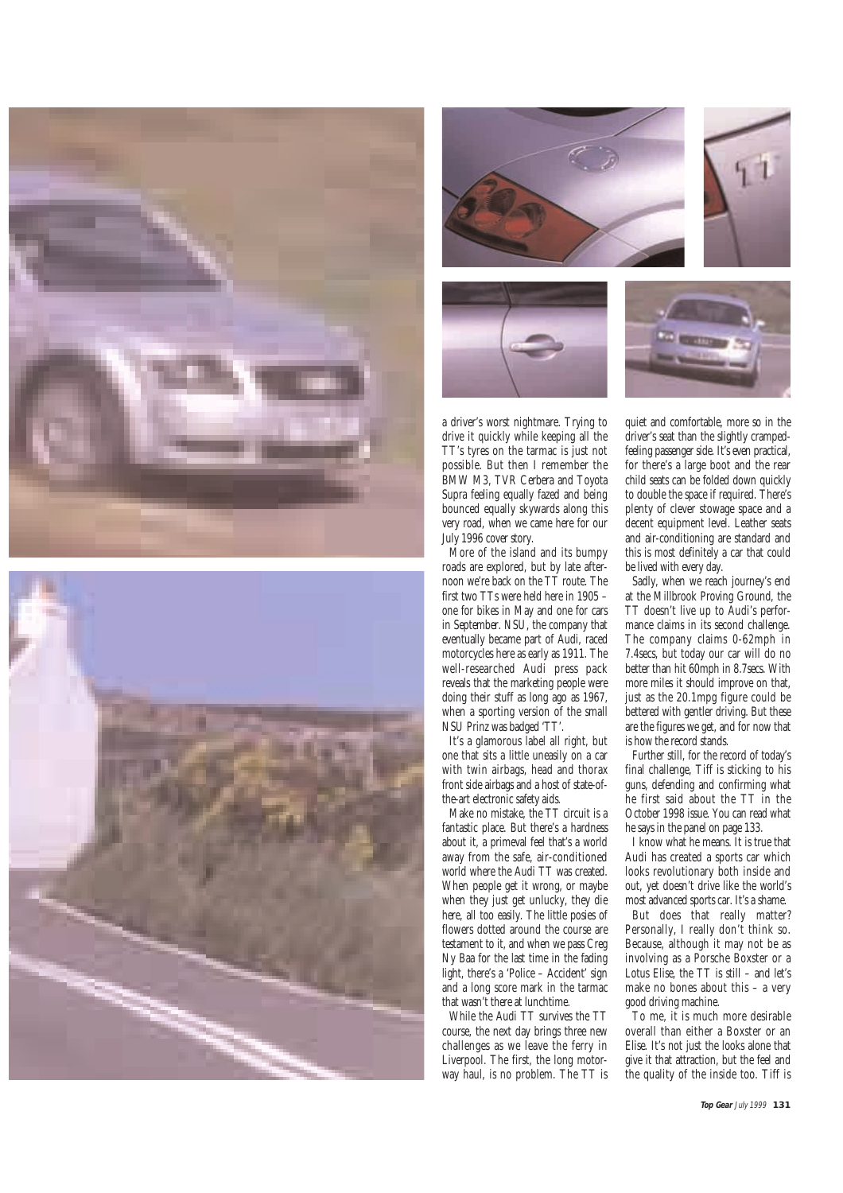a driver's worst nightmare. Trying to drive it quickly while keeping all the TT's tyres on the tarmac is just not possible. But then I remember the BMW M3, TVR Cerbera and Toyota Supra feeling equally fazed and being bounced equally skywards along this very road, when we came here for our July 1996 cover story.

More of the island and its bumpy roads are explored, but by late afternoon we're back on the TT route. The first two TTs were held here in 1905 – one for bikes in May and one for cars in September. NSU, the company that eventually became part of Audi, raced motorcycles here as early as 1911. The well-researched Audi press pack reveals that the marketing people were doing their stuff as long ago as 1967, when a sporting version of the small NSU Prinz was badged 'TT'.

It's a glamorous label all right, but one that sits a little uneasily on a car with twin airbags, head and thorax front side airbags and a host of state-of-the-art electronic safety aids.

Make no mistake, the TT circuit is a fantastic place. But there's a hardness about it, a primeval feel that's a world away from the safe, air-conditioned world where the Audi TT was created. When people get it wrong, or maybe when they just get unlucky, they die here, all too easily. The little posies of flowers dotted around the course are testament to it, and when we pass Creg Ny Baa for the last time in the fading light, there's a 'Police – Accident' sign and a long score mark in the tarmac that wasn't there at lunchtime.

While the Audi TT survives the TT course, the next day brings three new challenges as we leave the ferry in Liverpool. The first, the long motorway haul, is no problem. The TT is quiet and comfortable, more so in the driver's seat than the slightly cramped-feeling passenger side. It's even practical, for there's a large boot and the rear child seats can be folded down quickly to double the space if required. There's plenty of clever stowage space and a decent equipment level. Leather seats and air-conditioning are standard and this is most definitely a car that could be lived with every day.

Sadly, when we reach journey's end at the Millbrook Proving Ground, the TT doesn't live up to Audi's performance claims in its second challenge. The company claims 0-62mph in 7.4secs, but today our car will do no better than hit 60mph in 8.7secs. With more miles it should improve on that, just as the 20.1mpg figure could be bettered with gentler driving. But these are the figures we get, and for now that is how the record stands.

Further still, for the record of today's final challenge, Tiff is sticking to his guns, defending and confirming what he first said about the TT in the October 1998 issue. You can read what he says in the panel on page 133.

I know what he means. It is true that Audi has created a sports car which looks revolutionary both inside and out, yet doesn't drive like the world's most advanced sports car. It's a shame.

But does that really matter? Personally, I really don't think so. Because, although it may not be as involving as a Porsche Boxster or a Lotus Elise, the TT is still – and let's make no bones about this – a very good driving machine.

To me, it is much more desirable overall than either a Boxster or an Elise. It's not just the looks alone that give it that attraction, but the feel and the quality of the inside too. Tiff is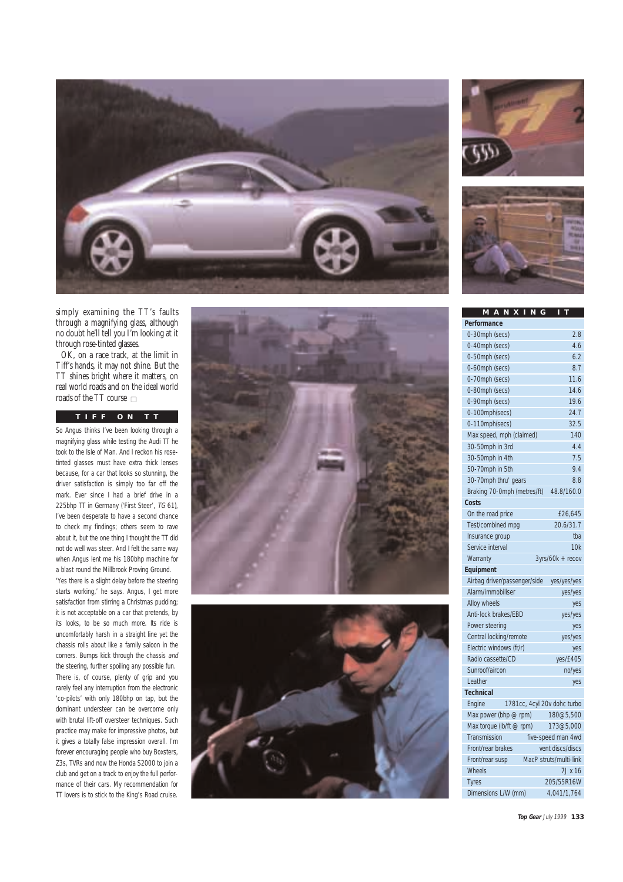simply examining the TT's faults through a magnifying glass, although no doubt he'll tell you I'm looking at it through rose-tinted glasses.

OK, on a race track, at the limit in Tiff's hands, it may not shine. But the TT shines bright where it matters, on real world roads and on the ideal world roads of the TT course □

## TIFF ON TT

So Angus thinks I've been looking through a magnifying glass while testing the Audi TT he took to the Isle of Man. And I reckon his rose-tinted glasses must have extra thick lenses because, for a car that looks so stunning, the driver satisfaction is simply too far off the mark. Ever since I had a brief drive in a 225bhp TT in Germany ('First Steer', *TG* 61), I've been desperate to have a second chance to check my findings; others seem to rave about it, but the one thing I thought the TT did not do well was steer. And I felt the same way when Angus lent me his 180bhp machine for a blast round the Millbrook Proving Ground.

'Yes there is a slight delay before the steering starts working,' he says. Angus, I get more satisfaction from stirring a Christmas pudding; it is not acceptable on a car that pretends, by its looks, to be so much more. Its ride is uncomfortably harsh in a straight line yet the chassis rolls about like a family saloon in the corners. Bumps kick through the chassis *and* the steering, further spoiling any possible fun.

There is, of course, plenty of grip and you rarely feel any interruption from the electronic 'co-pilots' with only 180bhp on tap, but the dominant understeer can be overcome only with brutal lift-off oversteer techniques. Such practice may make for impressive photos, but it gives a totally false impression overall. I'm forever encouraging people who buy Boxsters, Z3s, TVRs and now the Honda S2000 to join a club and get on a track to enjoy the full performance of their cars. My recommendation for TT lovers is to stick to the King's Road cruise.

## MANXING IT

| | |
|---|---|
| **Performance** | |
| 0-30mph (secs) | 2.8 |
| 0-40mph (secs) | 4.6 |
| 0-50mph (secs) | 6.2 |
| 0-60mph (secs) | 8.7 |
| 0-70mph (secs) | 11.6 |
| 0-80mph (secs) | 14.6 |
| 0-90mph (secs) | 19.6 |
| 0-100mph(secs) | 24.7 |
| 0-110mph(secs) | 32.5 |
| Max speed, mph (claimed) | 140 |
| 30-50mph in 3rd | 4.4 |
| 30-50mph in 4th | 7.5 |
| 50-70mph in 5th | 9.4 |
| 30-70mph thru' gears | 8.8 |
| Braking 70-0mph (metres/ft) | 48.8/160.0 |
| **Costs** | |
| On the road price | £26,645 |
| Test/combined mpg | 20.6/31.7 |
| Insurance group | tba |
| Service interval | 10k |
| Warranty | 3yrs/60k + recov |
| **Equipment** | |
| Airbag driver/passenger/side | yes/yes/yes |
| Alarm/immobiliser | yes/yes |
| Alloy wheels | yes |
| Anti-lock brakes/EBD | yes/yes |
| Power steering | yes |
| Central locking/remote | yes/yes |
| Electric windows (fr/r) | yes |
| Radio cassette/CD | yes/£405 |
| Sunroof/aircon | no/yes |
| Leather | yes |
| **Technical** | |
| Engine | 1781cc, 4cyl 20v dohc turbo |
| Max power (bhp @ rpm) | 180@5,500 |
| Max torque (lb/ft @ rpm) | 173@5,000 |
| Transmission | five-speed man 4wd |
| Front/rear brakes | vent discs/discs |
| Front/rear susp | MacP struts/multi-link |
| Wheels | 7J x 16 |
| Tyres | 205/55R16W |
| Dimensions L/W (mm) | 4,041/1,764 |